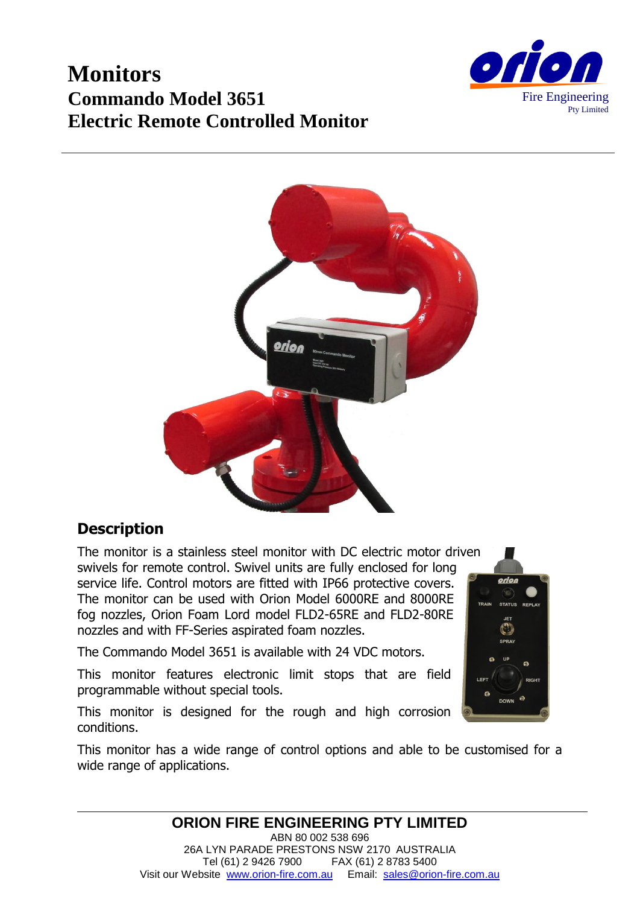# Monitors

## Commando Model 3651
## Electric Remote Controlled Monitor

orion
Fire Engineering
Pty Limited

### Description

The monitor is a stainless steel monitor with DC electric motor driven swivels for remote control. Swivel units are fully enclosed for long service life. Control motors are fitted with IP66 protective covers. The monitor can be used with Orion Model 6000RE and 8000RE fog nozzles, Orion Foam Lord model FLD2-65RE and FLD2-80RE nozzles and with FF-Series aspirated foam nozzles.

The Commando Model 3651 is available with 24 VDC motors.

This monitor features electronic limit stops that are field programmable without special tools.

This monitor is designed for the rough and high corrosion conditions.

This monitor has a wide range of control options and able to be customised for a wide range of applications.

**ORION FIRE ENGINEERING PTY LIMITED**
ABN 80 002 538 696
26A LYN PARADE PRESTONS NSW 2170 AUSTRALIA
Tel (61) 2 9426 7900 FAX (61) 2 8783 5400
Visit our Website www.orion-fire.com.au Email: sales@orion-fire.com.au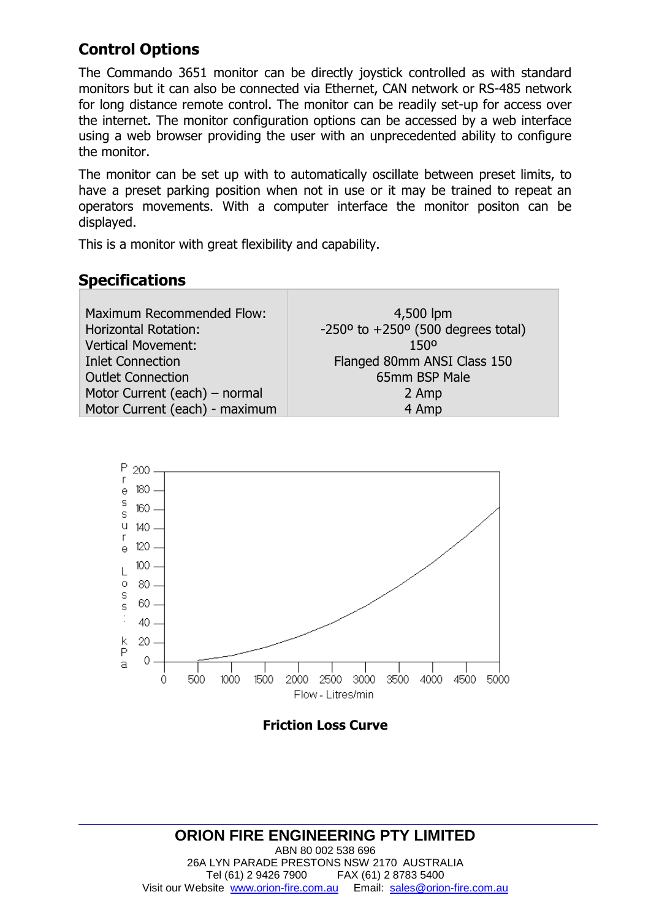## Control Options

The Commando 3651 monitor can be directly joystick controlled as with standard monitors but it can also be connected via Ethernet, CAN network or RS-485 network for long distance remote control. The monitor can be readily set-up for access over the internet. The monitor configuration options can be accessed by a web interface using a web browser providing the user with an unprecedented ability to configure the monitor.

The monitor can be set up with to automatically oscillate between preset limits, to have a preset parking position when not in use or it may be trained to repeat an operators movements. With a computer interface the monitor positon can be displayed.

This is a monitor with great flexibility and capability.

## Specifications

| | |
|---|---|
| Maximum Recommended Flow: | 4,500 lpm |
| Horizontal Rotation: | -250º to +250º (500 degrees total) |
| Vertical Movement: | 150º |
| Inlet Connection | Flanged 80mm ANSI Class 150 |
| Outlet Connection | 65mm BSP Male |
| Motor Current (each) – normal | 2 Amp |
| Motor Current (each) - maximum | 4 Amp |

**Friction Loss Curve**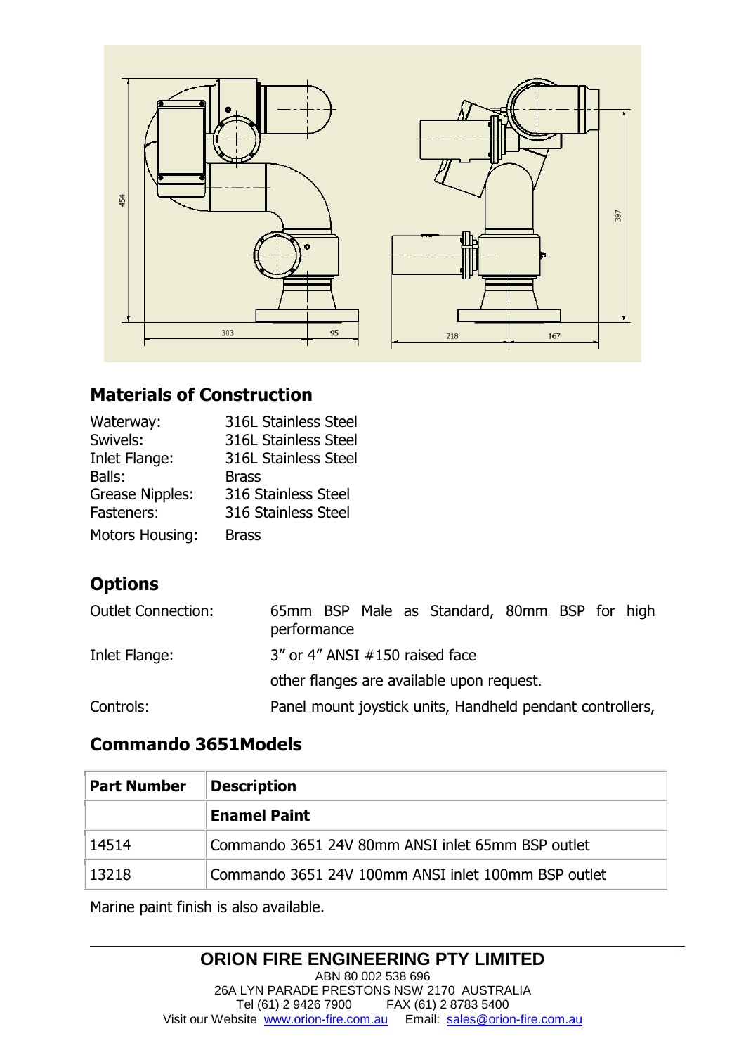454

303

95

397

218

167

## Materials of Construction

| | |
|---|---|
| Waterway: | 316L Stainless Steel |
| Swivels: | 316L Stainless Steel |
| Inlet Flange: | 316L Stainless Steel |
| Balls: | Brass |
| Grease Nipples: | 316 Stainless Steel |
| Fasteners: | 316 Stainless Steel |
| Motors Housing: | Brass |

## Options

| | |
|---|---|
| Outlet Connection: | 65mm BSP Male as Standard, 80mm BSP for high performance |
| Inlet Flange: | 3" or 4" ANSI #150 raised face |
| | other flanges are available upon request. |
| Controls: | Panel mount joystick units, Handheld pendant controllers, |

## Commando 3651Models

| Part Number | Description |
|---|---|
| | **Enamel Paint** |
| 14514 | Commando 3651 24V 80mm ANSI inlet 65mm BSP outlet |
| 13218 | Commando 3651 24V 100mm ANSI inlet 100mm BSP outlet |

Marine paint finish is also available.

**ORION FIRE ENGINEERING PTY LIMITED**
ABN 80 002 538 696
26A LYN PARADE PRESTONS NSW 2170 AUSTRALIA
Tel (61) 2 9426 7900 FAX (61) 2 8783 5400
Visit our Website www.orion-fire.com.au Email: sales@orion-fire.com.au